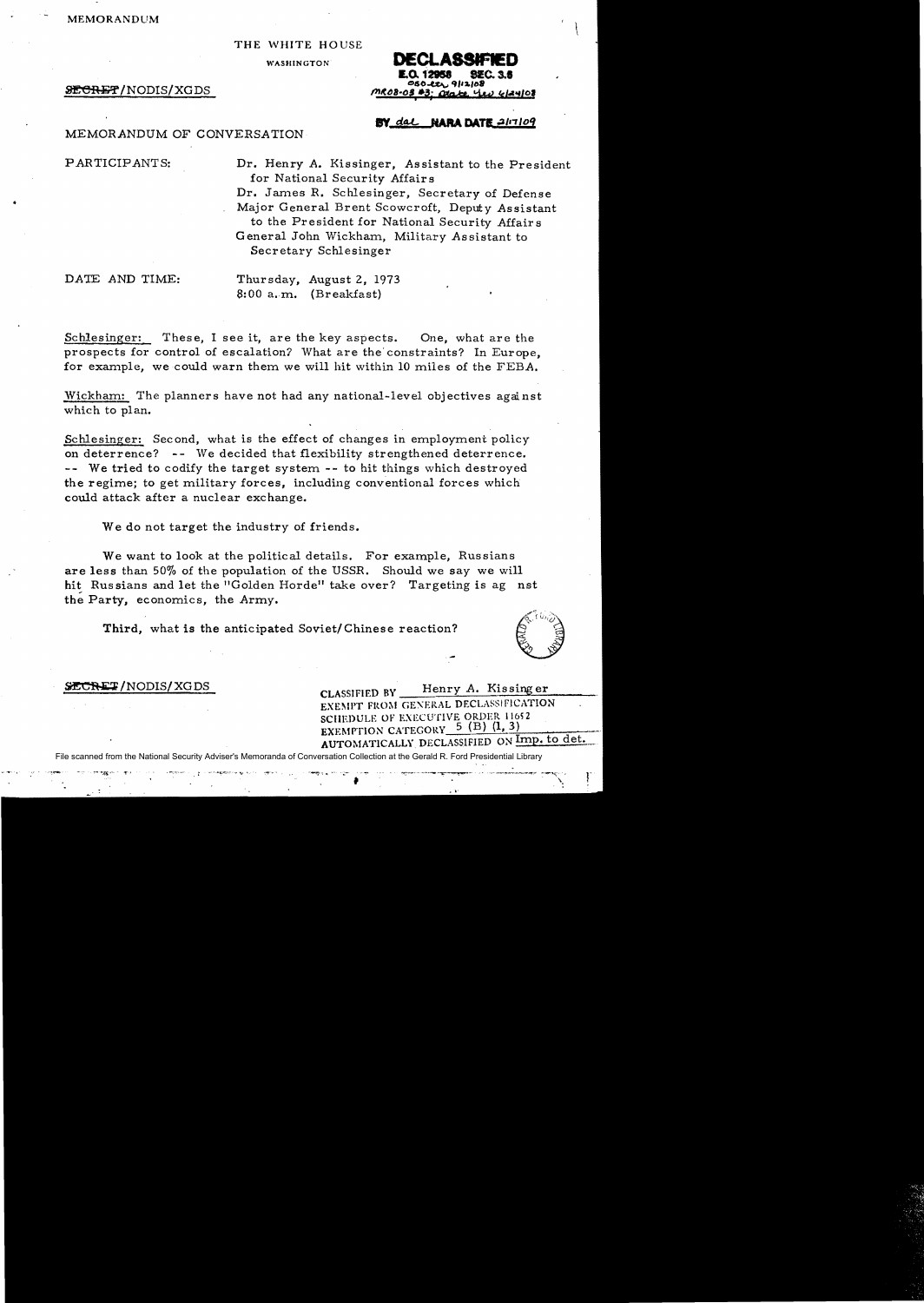MEMORANDUM

THE WHITE HOUSE

WASHINGTON

SECRET/NODIS/XGDS

**DECLASSIFIED**
E.O. 12958 SEC. 3.6
OSD-ltr 9/12/08
MR08-08 #3; State ltr 6/24/08

BY dal NARA DATE 2/17/09

MEMORANDUM OF CONVERSATION

PARTICIPANTS: Dr. Henry A. Kissinger, Assistant to the President for National Security Affairs
Dr. James R. Schlesinger, Secretary of Defense
Major General Brent Scowcroft, Deputy Assistant to the President for National Security Affairs
General John Wickham, Military Assistant to Secretary Schlesinger

DATE AND TIME: Thursday, August 2, 1973
8:00 a.m. (Breakfast)

Schlesinger: These, I see it, are the key aspects. One, what are the prospects for control of escalation? What are the constraints? In Europe, for example, we could warn them we will hit within 10 miles of the FEBA.

Wickham: The planners have not had any national-level objectives against which to plan.

Schlesinger: Second, what is the effect of changes in employment policy on deterrence? -- We decided that flexibility strengthened deterrence. -- We tried to codify the target system -- to hit things which destroyed the regime; to get military forces, including conventional forces which could attack after a nuclear exchange.

We do not target the industry of friends.

We want to look at the political details. For example, Russians are less than 50% of the population of the USSR. Should we say we will hit Russians and let the "Golden Horde" take over? Targeting is against the Party, economics, the Army.

Third, what is the anticipated Soviet/Chinese reaction?

SECRET/NODIS/XGDS

CLASSIFIED BY Henry A. Kissinger
EXEMPT FROM GENERAL DECLASSIFICATION SCHEDULE OF EXECUTIVE ORDER 11652
EXEMPTION CATEGORY 5 (B) (1, 3)
AUTOMATICALLY DECLASSIFIED ON Imp. to det.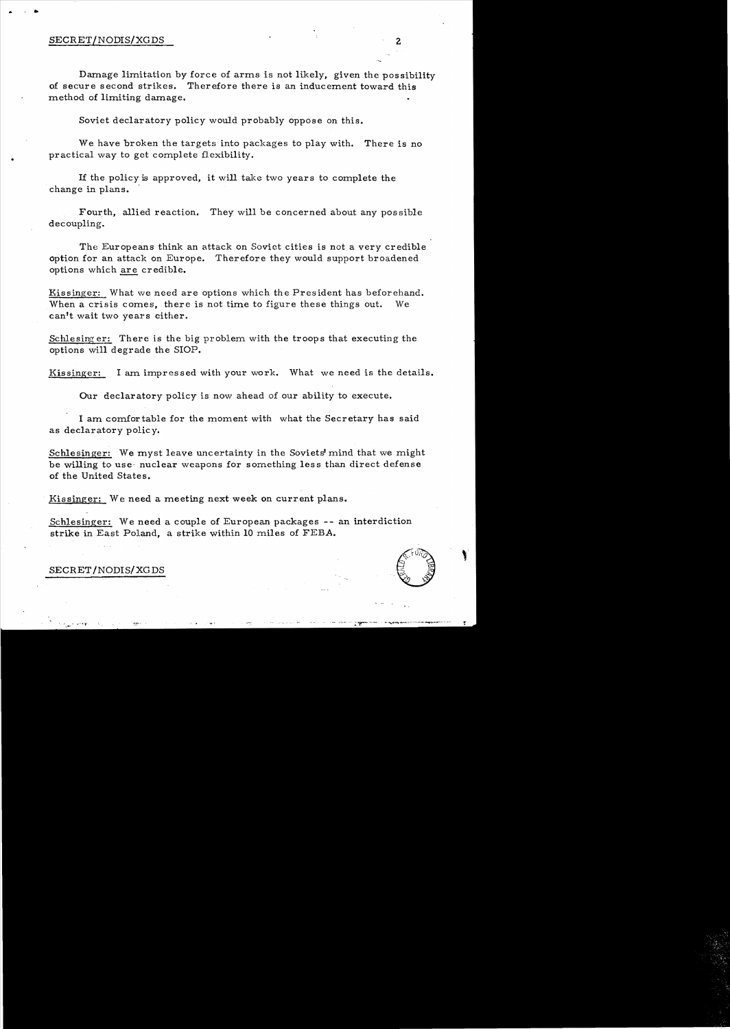SECRET/NODIS/XGDS

Damage limitation by force of arms is not likely, given the possibility of secure second strikes. Therefore there is an inducement toward this method of limiting damage.

Soviet declaratory policy would probably oppose on this.

We have broken the targets into packages to play with. There is no practical way to get complete flexibility.

If the policy is approved, it will take two years to complete the change in plans.

Fourth, allied reaction. They will be concerned about any possible decoupling.

The Europeans think an attack on Soviet cities is not a very credible option for an attack on Europe. Therefore they would support broadened options which are credible.

Kissinger: What we need are options which the President has beforehand. When a crisis comes, there is not time to figure these things out. We can't wait two years either.

Schlesinger: There is the big problem with the troops that executing the options will degrade the SIOP.

Kissinger: I am impressed with your work. What we need is the details.

Our declaratory policy is now ahead of our ability to execute.

I am comfortable for the moment with what the Secretary has said as declaratory policy.

Schlesinger: We myst leave uncertainty in the Soviets' mind that we might be willing to use nuclear weapons for something less than direct defense of the United States.

Kissinger: We need a meeting next week on current plans.

Schlesinger: We need a couple of European packages -- an interdiction strike in East Poland, a strike within 10 miles of FEBA.

SECRET/NODIS/XGDS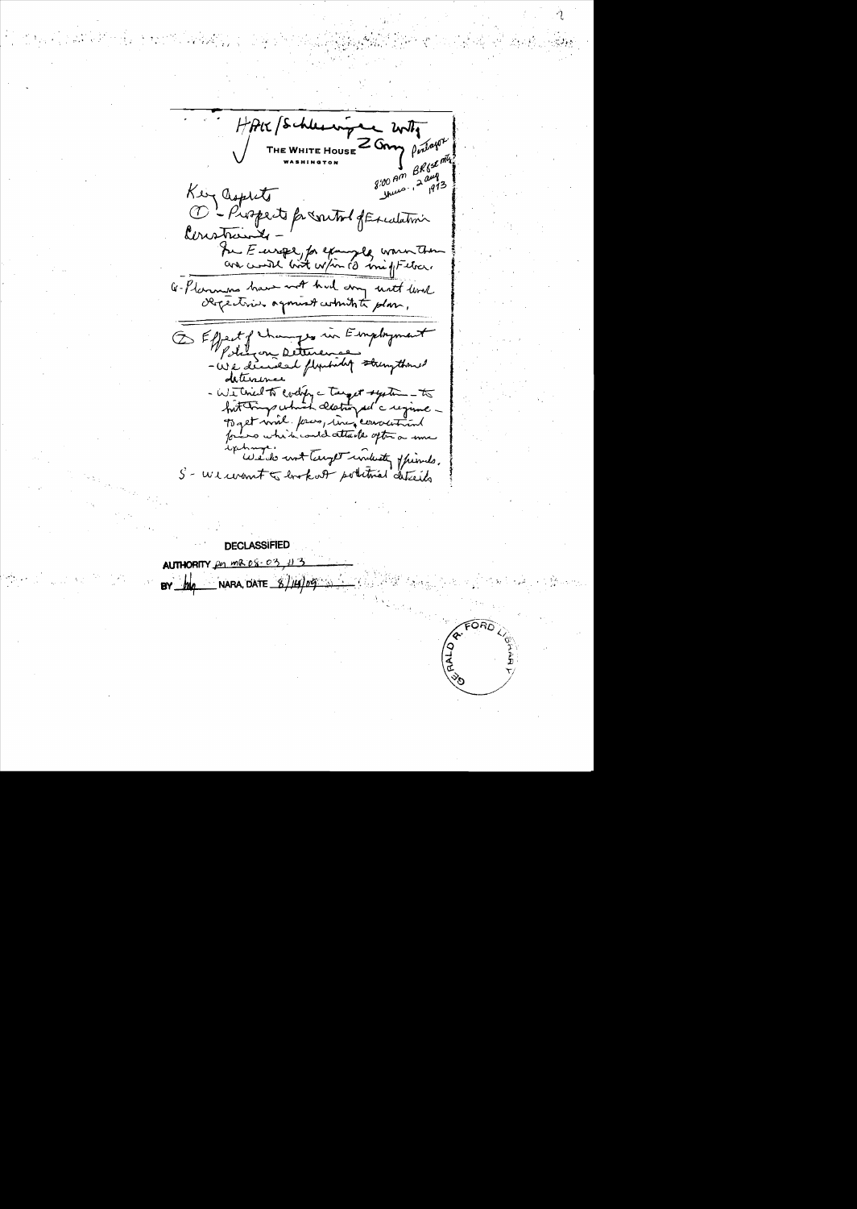HAK/Schlesinger Mtg
THE WHITE HOUSE
WASHINGTON
Z Gray Pentagon
8:00 AM BKfst mtg
Thurs, 2 Aug 1973

Key aspects
① - Prospects for control of Escalation
Constraints -
In Europe, for example, warn then are could last w/in 10 min of Fulda.
G - Planners have not had any useful detail objectives against which to plan.

② Effect of changes in Employment Policy on Deterrence
- We discussed flexibility strengthens deterrence
- We tried to codify a target system — to hit things which destroyed a regime — to get mil. forces, lines, conventional forces which could attack after a nuc exchange.
We do not target industry of friends.
S - We want to look at political details

DECLASSIFIED
AUTHORITY per MR 08-03, #3
BY bkp NARA, DATE 8/14/09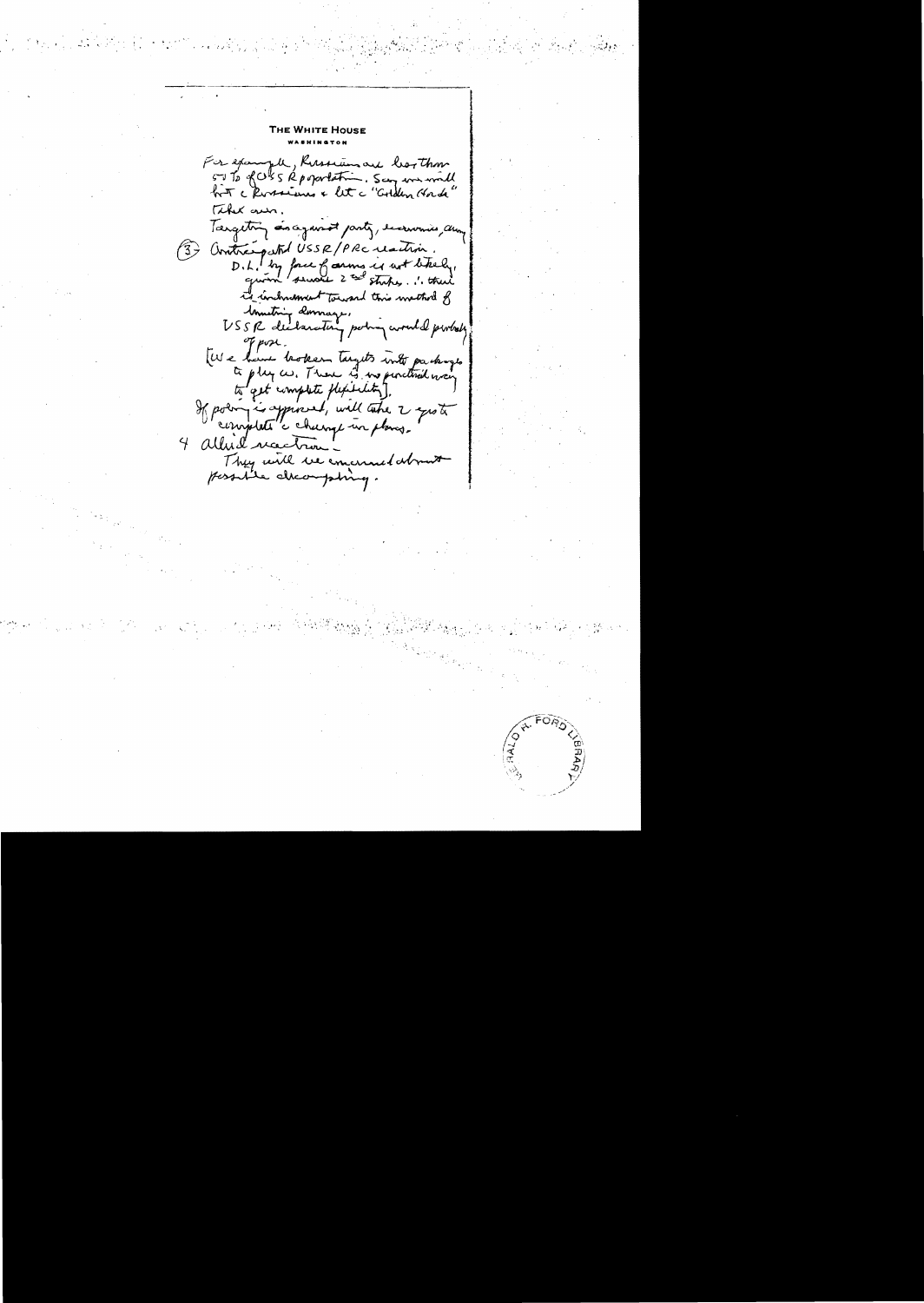THE WHITE HOUSE

WASHINGTON

For example, Russians are less than 50% of USSR population. Say we will hit the Russians & let the "Golden Horde" take over.

Targeting our against party, economic, army

(3) Anticipated USSR/PRC reaction.

D.L. by force of arms is not likely, given several 2nd strikes. ∴ their is inducement toward this method of limiting damage.

USSR declaratory policy would probably oppose.

[We have broken targets into packages to play with. There is no practical way to get complete flexibility].

If policy is approved, will take 2 years to complete the change in plans.

4 Allied reaction -

They will be concerned about possible decoupling.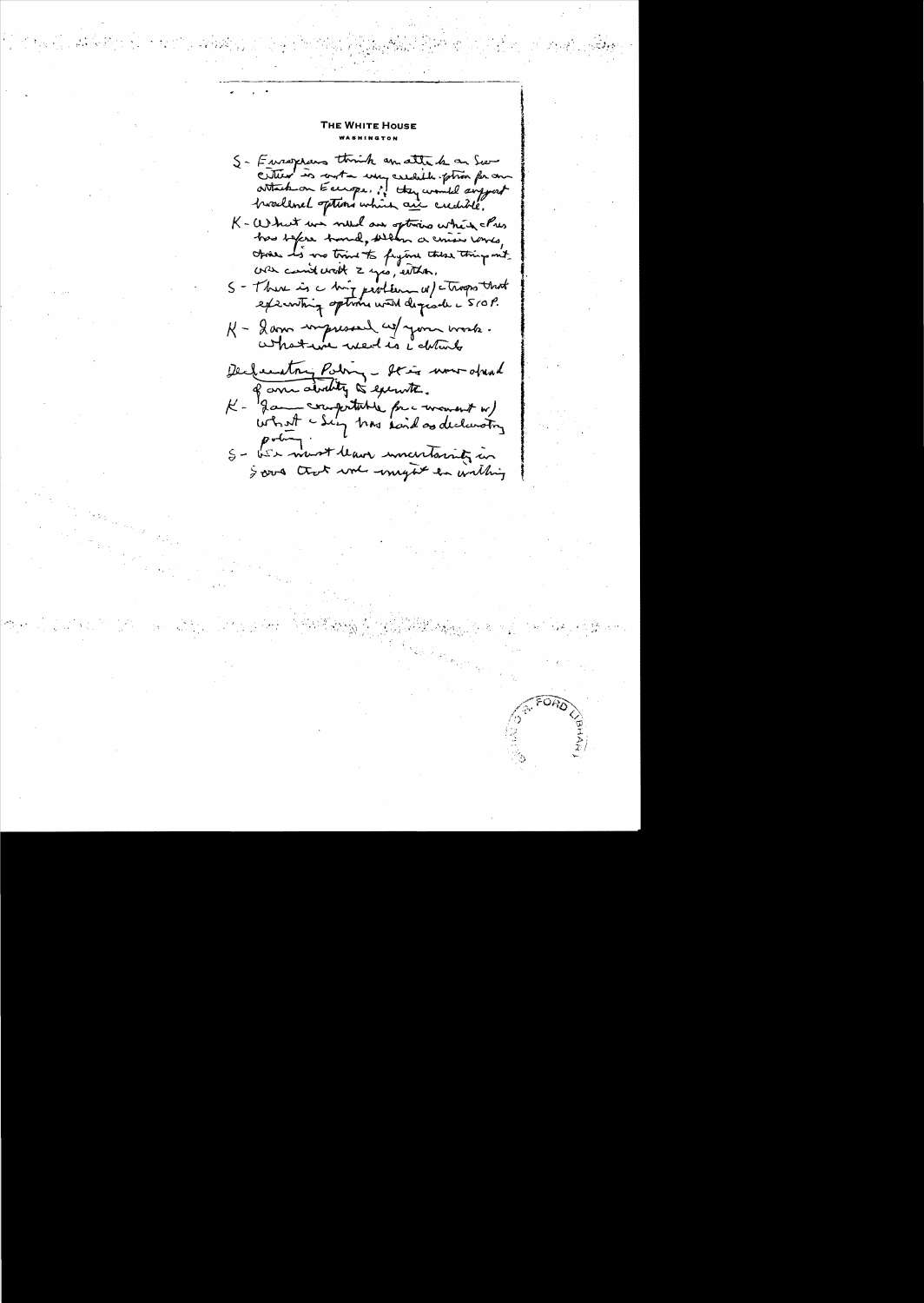**THE WHITE HOUSE**
WASHINGTON

S - Europeans think an attack on Soviet cities is not a very credible option for an attack on Europe. If they would support localized options which are credible.

K - What we need are options which Pres has before hand, when a crisis comes, there is no time to figure these things out. We can't wait 2 yrs, either.

S - There is a big problem w/ the troops that expanding options would degrade the SIOP.

K - I am impressed w/ your work. What we need is the details.

Declaratory Policy - It is now ahead of our ability to execute.

K - I am comfortable for the moment w/ what the Secy has said as declaratory policy.

S - We must leave uncertainty in Sovs that we might do anything.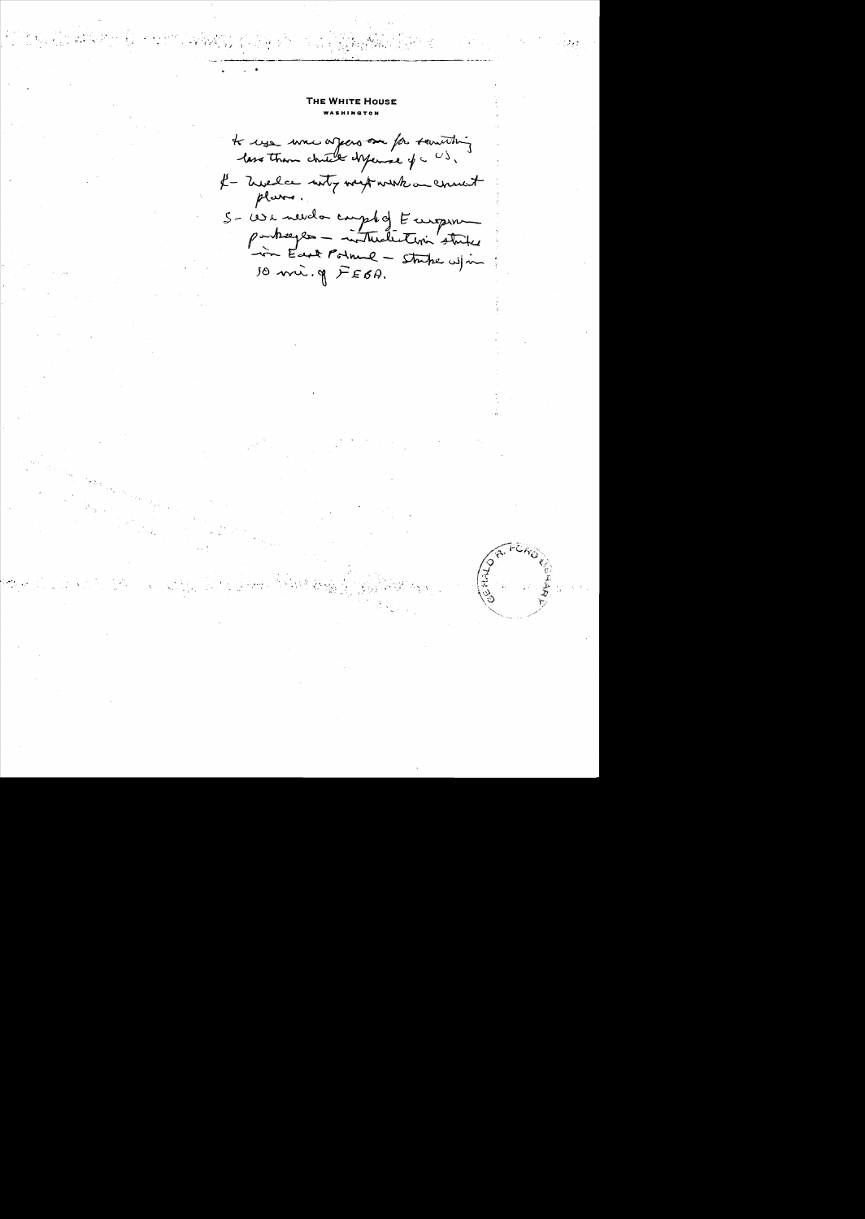THE WHITE HOUSE
WASHINGTON

to use weapons for something less than direct defense of US.

4- Weaken unity most work on current plans.

5- We need a couple of European packages - interdiction strikes in East Poland - strike w/in 50 mi. of FEBA.